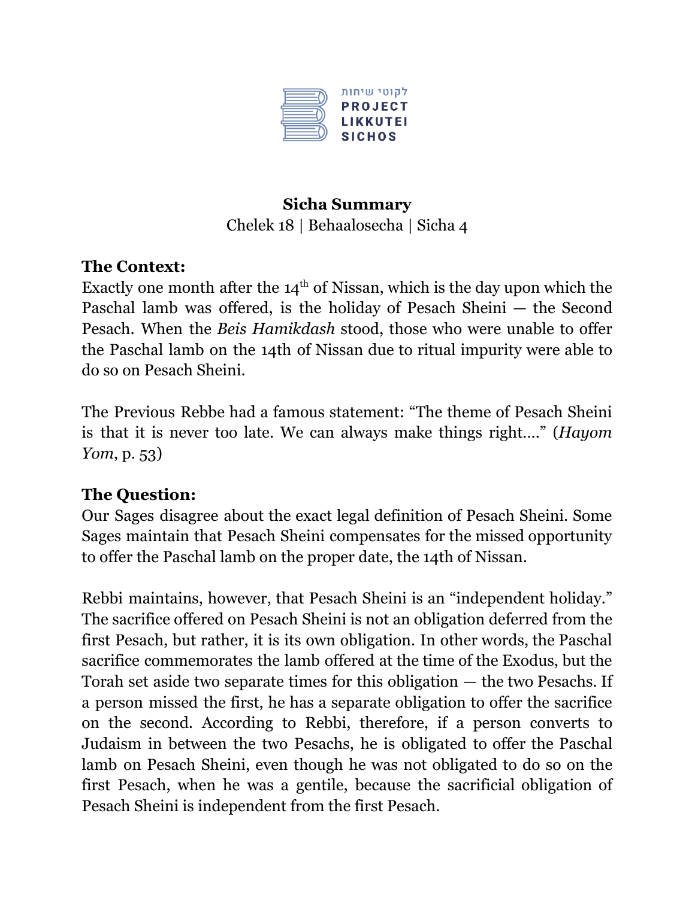לקוטי שיחות
PROJECT
LIKKUTEI
SICHOS

**Sicha Summary**
Chelek 18 | Behaalosecha | Sicha 4

## The Context:

Exactly one month after the 14th of Nissan, which is the day upon which the Paschal lamb was offered, is the holiday of Pesach Sheini — the Second Pesach. When the *Beis Hamikdash* stood, those who were unable to offer the Paschal lamb on the 14th of Nissan due to ritual impurity were able to do so on Pesach Sheini.

The Previous Rebbe had a famous statement: "The theme of Pesach Sheini is that it is never too late. We can always make things right…." (*Hayom Yom*, p. 53)

## The Question:

Our Sages disagree about the exact legal definition of Pesach Sheini. Some Sages maintain that Pesach Sheini compensates for the missed opportunity to offer the Paschal lamb on the proper date, the 14th of Nissan.

Rebbi maintains, however, that Pesach Sheini is an "independent holiday." The sacrifice offered on Pesach Sheini is not an obligation deferred from the first Pesach, but rather, it is its own obligation. In other words, the Paschal sacrifice commemorates the lamb offered at the time of the Exodus, but the Torah set aside two separate times for this obligation — the two Pesachs. If a person missed the first, he has a separate obligation to offer the sacrifice on the second. According to Rebbi, therefore, if a person converts to Judaism in between the two Pesachs, he is obligated to offer the Paschal lamb on Pesach Sheini, even though he was not obligated to do so on the first Pesach, when he was a gentile, because the sacrificial obligation of Pesach Sheini is independent from the first Pesach.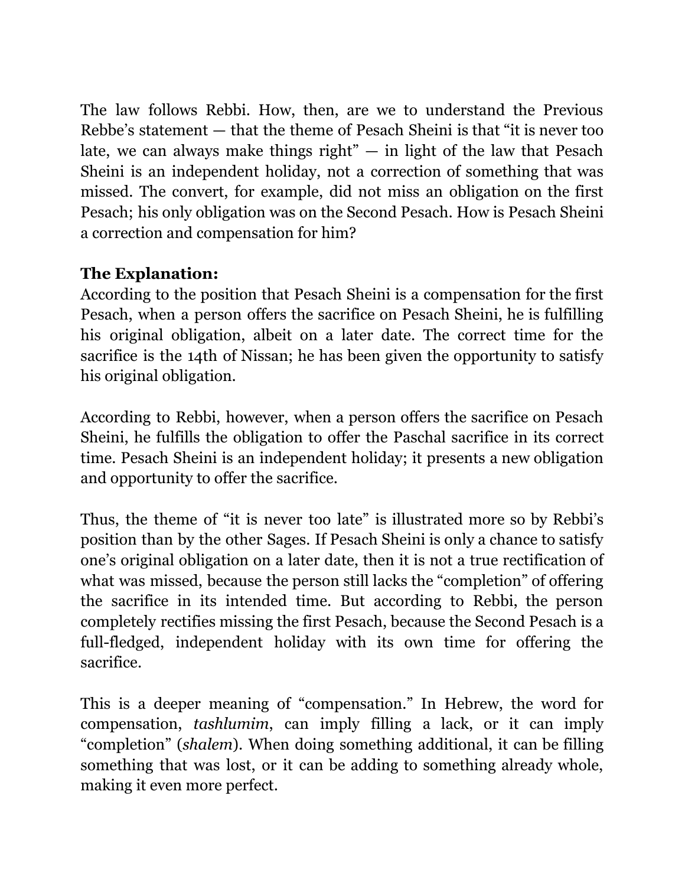The law follows Rebbi. How, then, are we to understand the Previous Rebbe's statement — that the theme of Pesach Sheini is that "it is never too late, we can always make things right" — in light of the law that Pesach Sheini is an independent holiday, not a correction of something that was missed. The convert, for example, did not miss an obligation on the first Pesach; his only obligation was on the Second Pesach. How is Pesach Sheini a correction and compensation for him?

**The Explanation:**

According to the position that Pesach Sheini is a compensation for the first Pesach, when a person offers the sacrifice on Pesach Sheini, he is fulfilling his original obligation, albeit on a later date. The correct time for the sacrifice is the 14th of Nissan; he has been given the opportunity to satisfy his original obligation.

According to Rebbi, however, when a person offers the sacrifice on Pesach Sheini, he fulfills the obligation to offer the Paschal sacrifice in its correct time. Pesach Sheini is an independent holiday; it presents a new obligation and opportunity to offer the sacrifice.

Thus, the theme of "it is never too late" is illustrated more so by Rebbi's position than by the other Sages. If Pesach Sheini is only a chance to satisfy one's original obligation on a later date, then it is not a true rectification of what was missed, because the person still lacks the "completion" of offering the sacrifice in its intended time. But according to Rebbi, the person completely rectifies missing the first Pesach, because the Second Pesach is a full-fledged, independent holiday with its own time for offering the sacrifice.

This is a deeper meaning of "compensation." In Hebrew, the word for compensation, *tashlumim*, can imply filling a lack, or it can imply "completion" (*shalem*). When doing something additional, it can be filling something that was lost, or it can be adding to something already whole, making it even more perfect.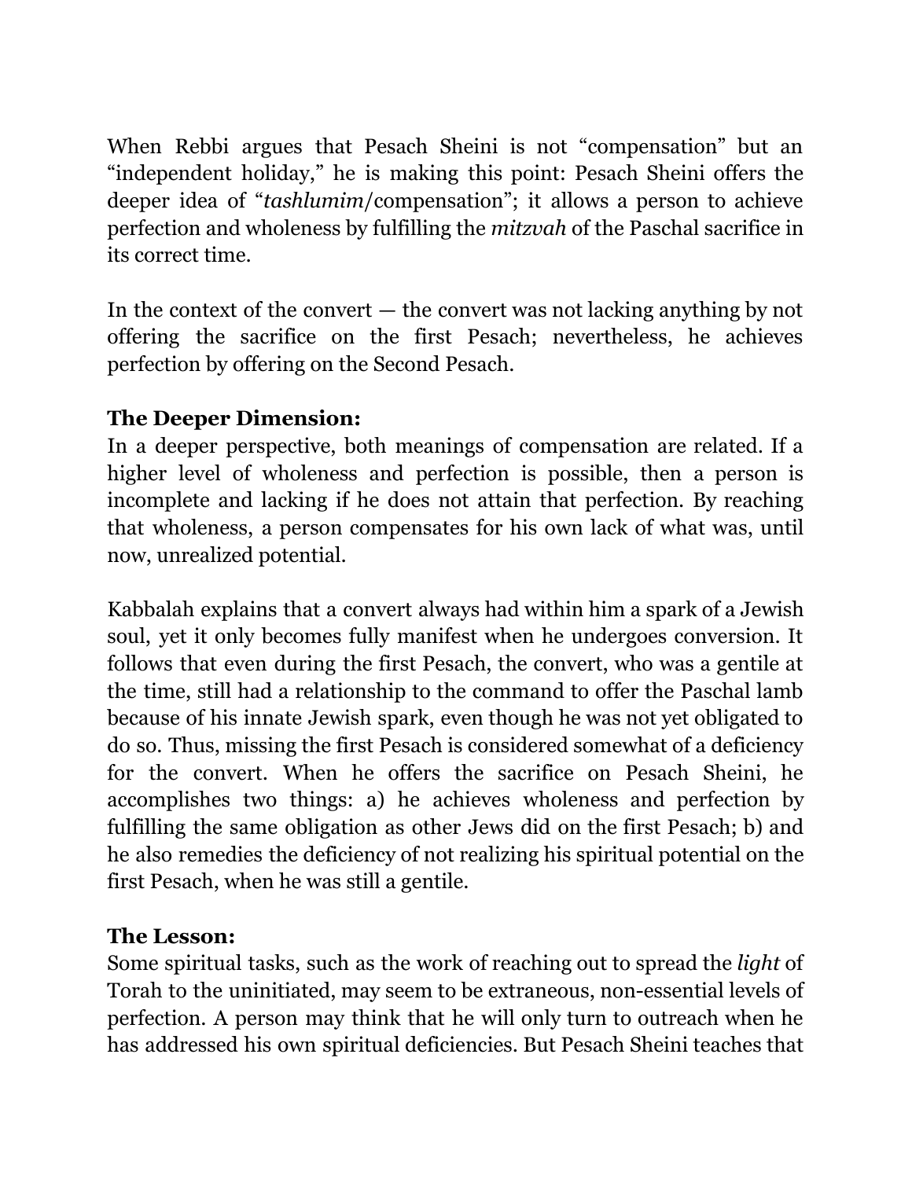When Rebbi argues that Pesach Sheini is not "compensation" but an "independent holiday," he is making this point: Pesach Sheini offers the deeper idea of "*tashlumim*/compensation"; it allows a person to achieve perfection and wholeness by fulfilling the *mitzvah* of the Paschal sacrifice in its correct time.

In the context of the convert — the convert was not lacking anything by not offering the sacrifice on the first Pesach; nevertheless, he achieves perfection by offering on the Second Pesach.

**The Deeper Dimension:**
In a deeper perspective, both meanings of compensation are related. If a higher level of wholeness and perfection is possible, then a person is incomplete and lacking if he does not attain that perfection. By reaching that wholeness, a person compensates for his own lack of what was, until now, unrealized potential.

Kabbalah explains that a convert always had within him a spark of a Jewish soul, yet it only becomes fully manifest when he undergoes conversion. It follows that even during the first Pesach, the convert, who was a gentile at the time, still had a relationship to the command to offer the Paschal lamb because of his innate Jewish spark, even though he was not yet obligated to do so. Thus, missing the first Pesach is considered somewhat of a deficiency for the convert. When he offers the sacrifice on Pesach Sheini, he accomplishes two things: a) he achieves wholeness and perfection by fulfilling the same obligation as other Jews did on the first Pesach; b) and he also remedies the deficiency of not realizing his spiritual potential on the first Pesach, when he was still a gentile.

**The Lesson:**
Some spiritual tasks, such as the work of reaching out to spread the *light* of Torah to the uninitiated, may seem to be extraneous, non-essential levels of perfection. A person may think that he will only turn to outreach when he has addressed his own spiritual deficiencies. But Pesach Sheini teaches that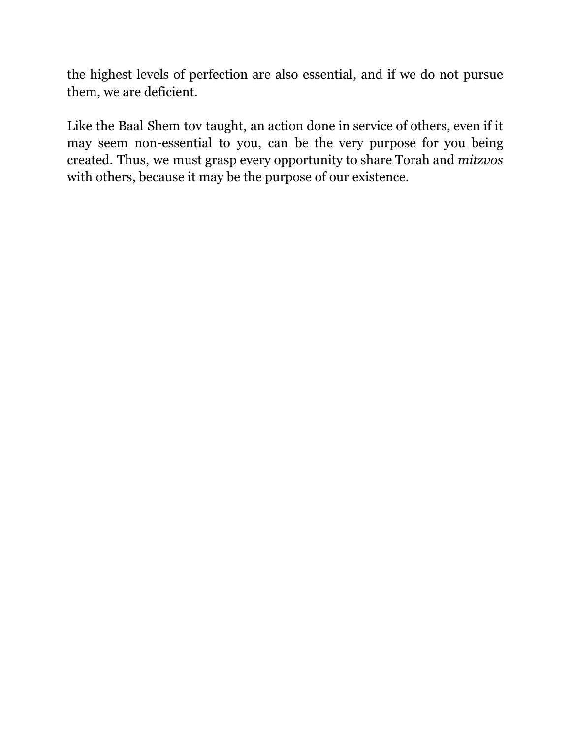the highest levels of perfection are also essential, and if we do not pursue them, we are deficient.

Like the Baal Shem tov taught, an action done in service of others, even if it may seem non-essential to you, can be the very purpose for you being created. Thus, we must grasp every opportunity to share Torah and *mitzvos* with others, because it may be the purpose of our existence.